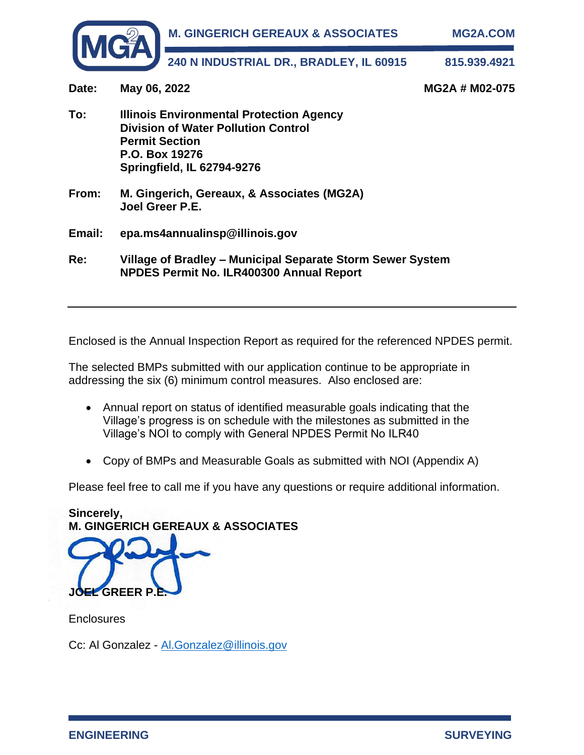**M. GINGERICH GEREAUX & ASSOCIATES** **MG2A.COM**

**240 N INDUSTRIAL DR., BRADLEY, IL 60915** **815.939.4921**

**Date:** **May 06, 2022** **MG2A # M02-075**

**To:** **Illinois Environmental Protection Agency**
**Division of Water Pollution Control**
**Permit Section**
**P.O. Box 19276**
**Springfield, IL 62794-9276**

**From:** **M. Gingerich, Gereaux, & Associates (MG2A)**
**Joel Greer P.E.**

**Email:** **epa.ms4annualinsp@illinois.gov**

**Re:** **Village of Bradley – Municipal Separate Storm Sewer System**
**NPDES Permit No. ILR400300 Annual Report**

---

Enclosed is the Annual Inspection Report as required for the referenced NPDES permit.

The selected BMPs submitted with our application continue to be appropriate in addressing the six (6) minimum control measures. Also enclosed are:

- Annual report on status of identified measurable goals indicating that the Village's progress is on schedule with the milestones as submitted in the Village's NOI to comply with General NPDES Permit No ILR40
- Copy of BMPs and Measurable Goals as submitted with NOI (Appendix A)

Please feel free to call me if you have any questions or require additional information.

**Sincerely,**
**M. GINGERICH GEREAUX & ASSOCIATES**

**JOEL GREER P.E.**

Enclosures

Cc: Al Gonzalez - Al.Gonzalez@illinois.gov

**ENGINEERING** **SURVEYING**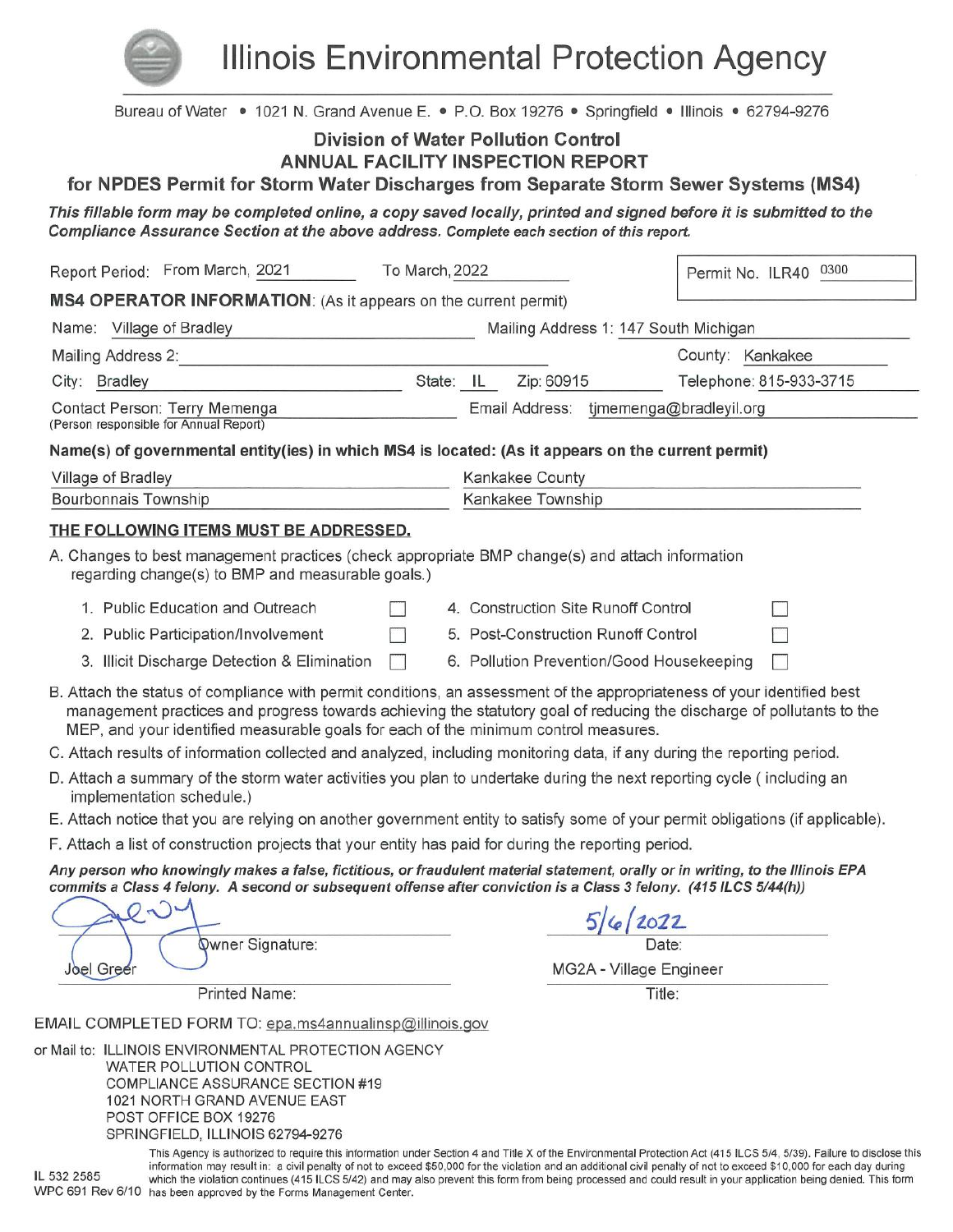# Illinois Environmental Protection Agency

Bureau of Water • 1021 N. Grand Avenue E. • P.O. Box 19276 • Springfield • Illinois • 62794-9276

## Division of Water Pollution Control
## ANNUAL FACILITY INSPECTION REPORT
## for NPDES Permit for Storm Water Discharges from Separate Storm Sewer Systems (MS4)

***This fillable form may be completed online, a copy saved locally, printed and signed before it is submitted to the Compliance Assurance Section at the above address. Complete each section of this report.***

Report Period: From March, 2021 To March, 2022

Permit No. ILR40 0300

**MS4 OPERATOR INFORMATION**: (As it appears on the current permit)

Name: Village of Bradley

Mailing Address 1: 147 South Michigan

Mailing Address 2:

County: Kankakee

City: Bradley State: IL Zip: 60915

Telephone: 815-933-3715

Contact Person: Terry Memenga
(Person responsible for Annual Report)

Email Address: tjmemenga@bradleyil.org

**Name(s) of governmental entity(ies) in which MS4 is located: (As it appears on the current permit)**

| | |
|---|---|
| Village of Bradley | Kankakee County |
| Bourbonnais Township | Kankakee Township |

**THE FOLLOWING ITEMS MUST BE ADDRESSED.**

A. Changes to best management practices (check appropriate BMP change(s) and attach information regarding change(s) to BMP and measurable goals.)

| | | | |
|---|---|---|---|
| 1. Public Education and Outreach | ☐ | 4. Construction Site Runoff Control | ☐ |
| 2. Public Participation/Involvement | ☐ | 5. Post-Construction Runoff Control | ☐ |
| 3. Illicit Discharge Detection & Elimination | ☐ | 6. Pollution Prevention/Good Housekeeping | ☐ |

B. Attach the status of compliance with permit conditions, an assessment of the appropriateness of your identified best management practices and progress towards achieving the statutory goal of reducing the discharge of pollutants to the MEP, and your identified measurable goals for each of the minimum control measures.

C. Attach results of information collected and analyzed, including monitoring data, if any during the reporting period.

D. Attach a summary of the storm water activities you plan to undertake during the next reporting cycle ( including an implementation schedule.)

E. Attach notice that you are relying on another government entity to satisfy some of your permit obligations (if applicable).

F. Attach a list of construction projects that your entity has paid for during the reporting period.

***Any person who knowingly makes a false, fictitious, or fraudulent material statement, orally or in writing, to the Illinois EPA commits a Class 4 felony. A second or subsequent offense after conviction is a Class 3 felony. (415 ILCS 5/44(h))***

Owner Signature: [signature]

Date: 5/6/2022

Printed Name: Joel Greer

Title: MG2A - Village Engineer

EMAIL COMPLETED FORM TO: epa.ms4annualinsp@illinois.gov

or Mail to: ILLINOIS ENVIRONMENTAL PROTECTION AGENCY
WATER POLLUTION CONTROL
COMPLIANCE ASSURANCE SECTION #19
1021 NORTH GRAND AVENUE EAST
POST OFFICE BOX 19276
SPRINGFIELD, ILLINOIS 62794-9276

IL 532 2585
WPC 691 Rev 6/10

This Agency is authorized to require this information under Section 4 and Title X of the Environmental Protection Act (415 ILCS 5/4, 5/39). Failure to disclose this information may result in: a civil penalty of not to exceed $50,000 for the violation and an additional civil penalty of not to exceed $10,000 for each day during which the violation continues (415 ILCS 5/42) and may also prevent this form from being processed and could result in your application being denied. This form has been approved by the Forms Management Center.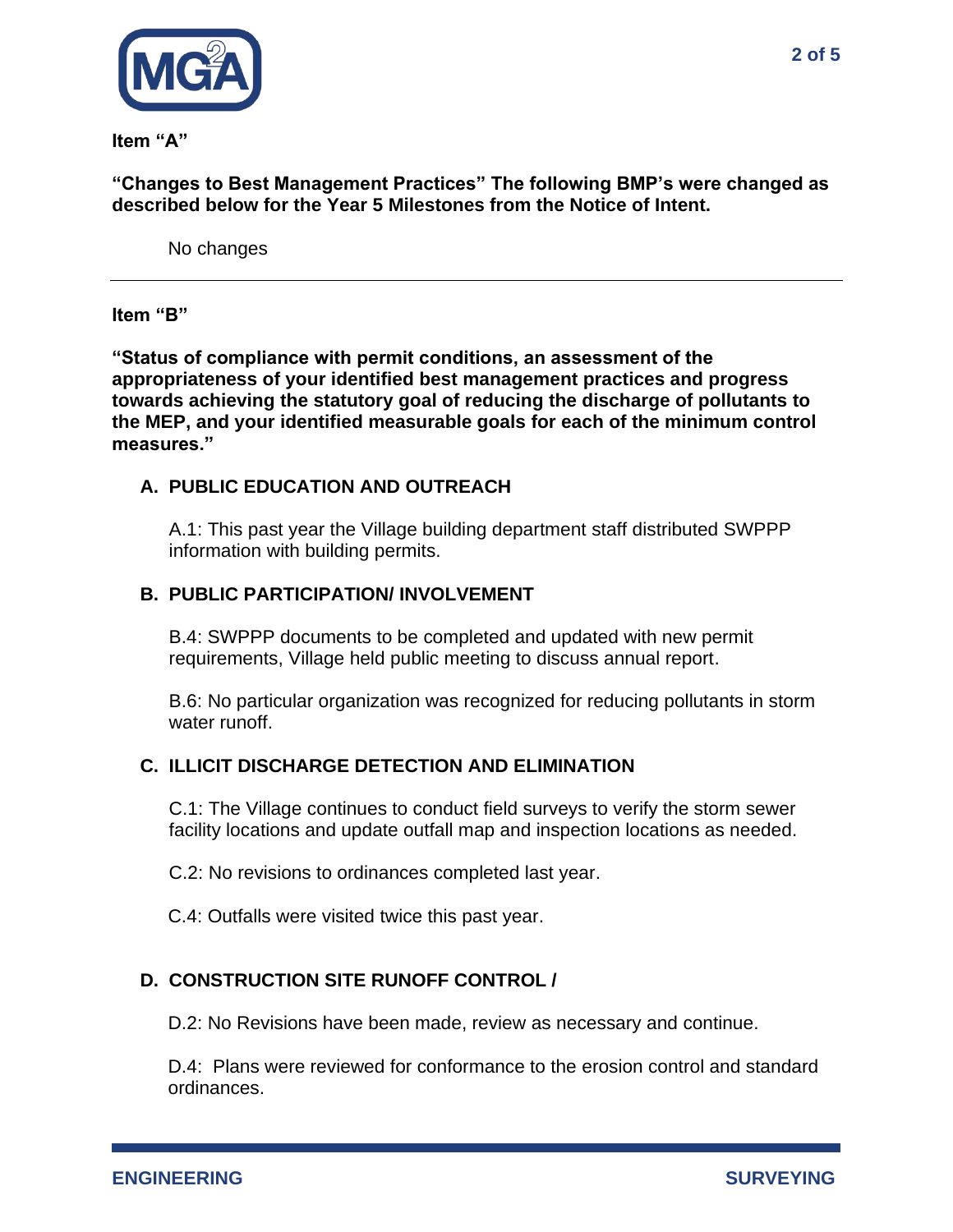**Item "A"**

**"Changes to Best Management Practices" The following BMP's were changed as described below for the Year 5 Milestones from the Notice of Intent.**

No changes

---

**Item "B"**

**"Status of compliance with permit conditions, an assessment of the appropriateness of your identified best management practices and progress towards achieving the statutory goal of reducing the discharge of pollutants to the MEP, and your identified measurable goals for each of the minimum control measures."**

**A. PUBLIC EDUCATION AND OUTREACH**

A.1: This past year the Village building department staff distributed SWPPP information with building permits.

**B. PUBLIC PARTICIPATION/ INVOLVEMENT**

B.4: SWPPP documents to be completed and updated with new permit requirements, Village held public meeting to discuss annual report.

B.6: No particular organization was recognized for reducing pollutants in storm water runoff.

**C. ILLICIT DISCHARGE DETECTION AND ELIMINATION**

C.1: The Village continues to conduct field surveys to verify the storm sewer facility locations and update outfall map and inspection locations as needed.

C.2: No revisions to ordinances completed last year.

C.4: Outfalls were visited twice this past year.

**D. CONSTRUCTION SITE RUNOFF CONTROL /**

D.2: No Revisions have been made, review as necessary and continue.

D.4: Plans were reviewed for conformance to the erosion control and standard ordinances.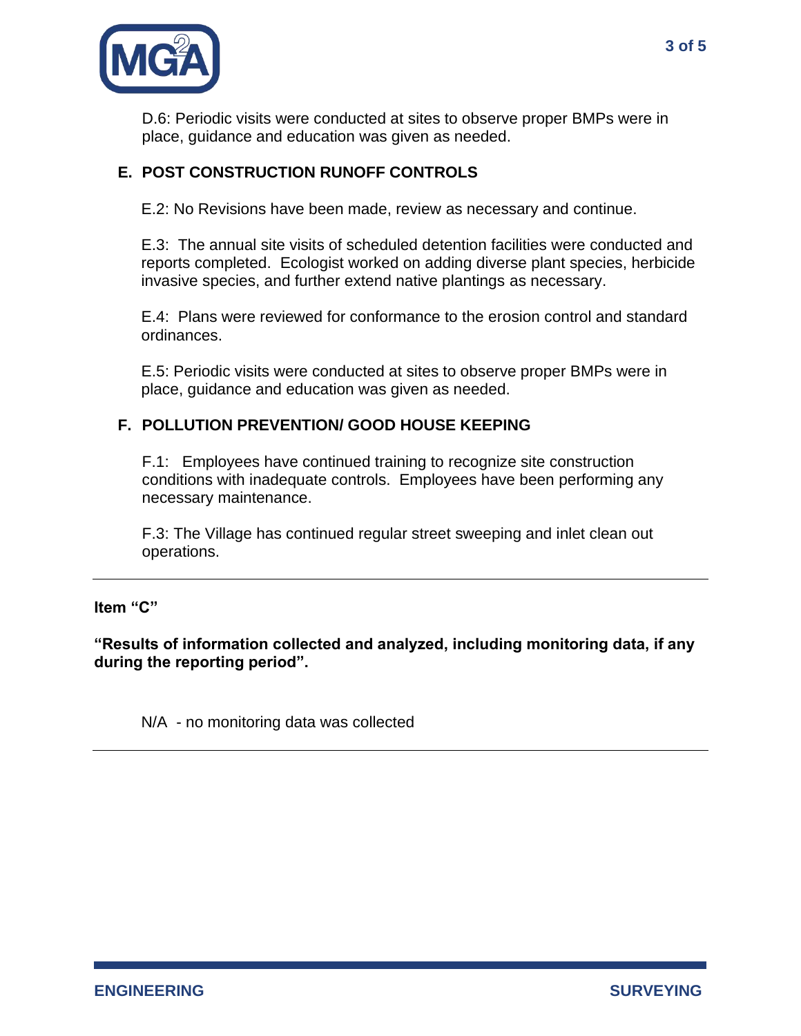D.6: Periodic visits were conducted at sites to observe proper BMPs were in place, guidance and education was given as needed.

## E. POST CONSTRUCTION RUNOFF CONTROLS

E.2: No Revisions have been made, review as necessary and continue.

E.3: The annual site visits of scheduled detention facilities were conducted and reports completed. Ecologist worked on adding diverse plant species, herbicide invasive species, and further extend native plantings as necessary.

E.4: Plans were reviewed for conformance to the erosion control and standard ordinances.

E.5: Periodic visits were conducted at sites to observe proper BMPs were in place, guidance and education was given as needed.

## F. POLLUTION PREVENTION/ GOOD HOUSE KEEPING

F.1: Employees have continued training to recognize site construction conditions with inadequate controls. Employees have been performing any necessary maintenance.

F.3: The Village has continued regular street sweeping and inlet clean out operations.

---

**Item "C"**

**"Results of information collected and analyzed, including monitoring data, if any during the reporting period".**

N/A - no monitoring data was collected

---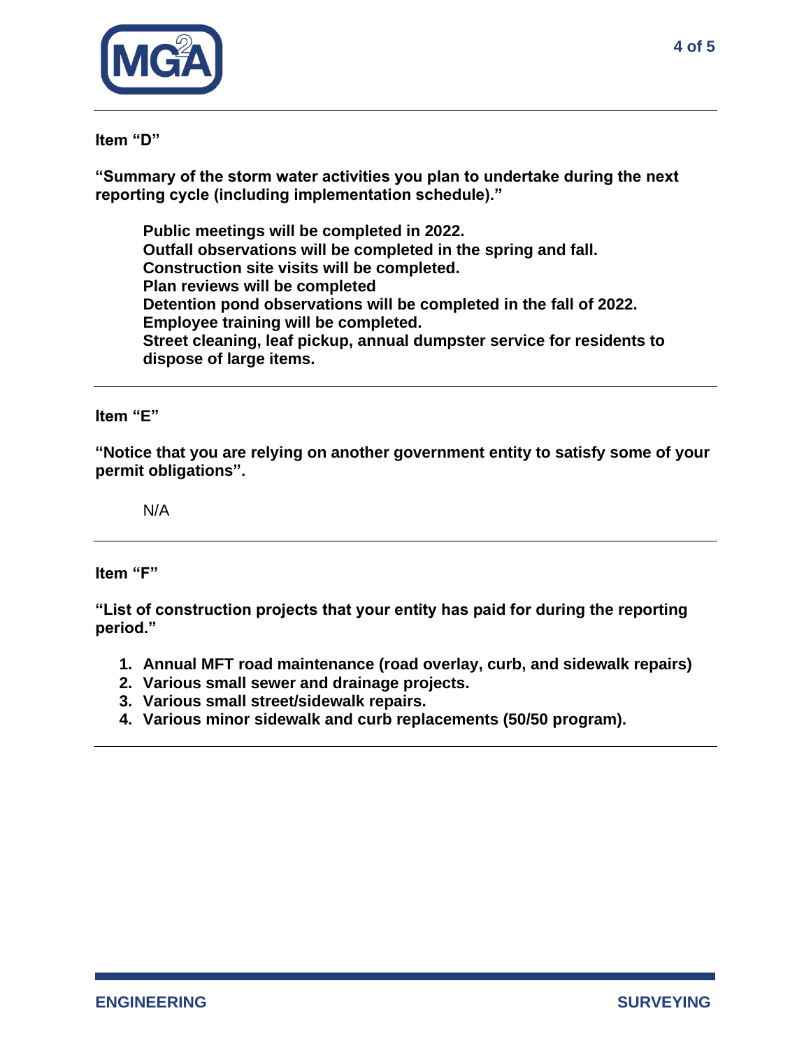**Item “D”**

**“Summary of the storm water activities you plan to undertake during the next reporting cycle (including implementation schedule).”**

**Public meetings will be completed in 2022.**
**Outfall observations will be completed in the spring and fall.**
**Construction site visits will be completed.**
**Plan reviews will be completed**
**Detention pond observations will be completed in the fall of 2022.**
**Employee training will be completed.**
**Street cleaning, leaf pickup, annual dumpster service for residents to dispose of large items.**

---

**Item “E”**

**“Notice that you are relying on another government entity to satisfy some of your permit obligations”.**

N/A

---

**Item “F”**

**“List of construction projects that your entity has paid for during the reporting period.”**

1. **Annual MFT road maintenance (road overlay, curb, and sidewalk repairs)**
2. **Various small sewer and drainage projects.**
3. **Various small street/sidewalk repairs.**
4. **Various minor sidewalk and curb replacements (50/50 program).**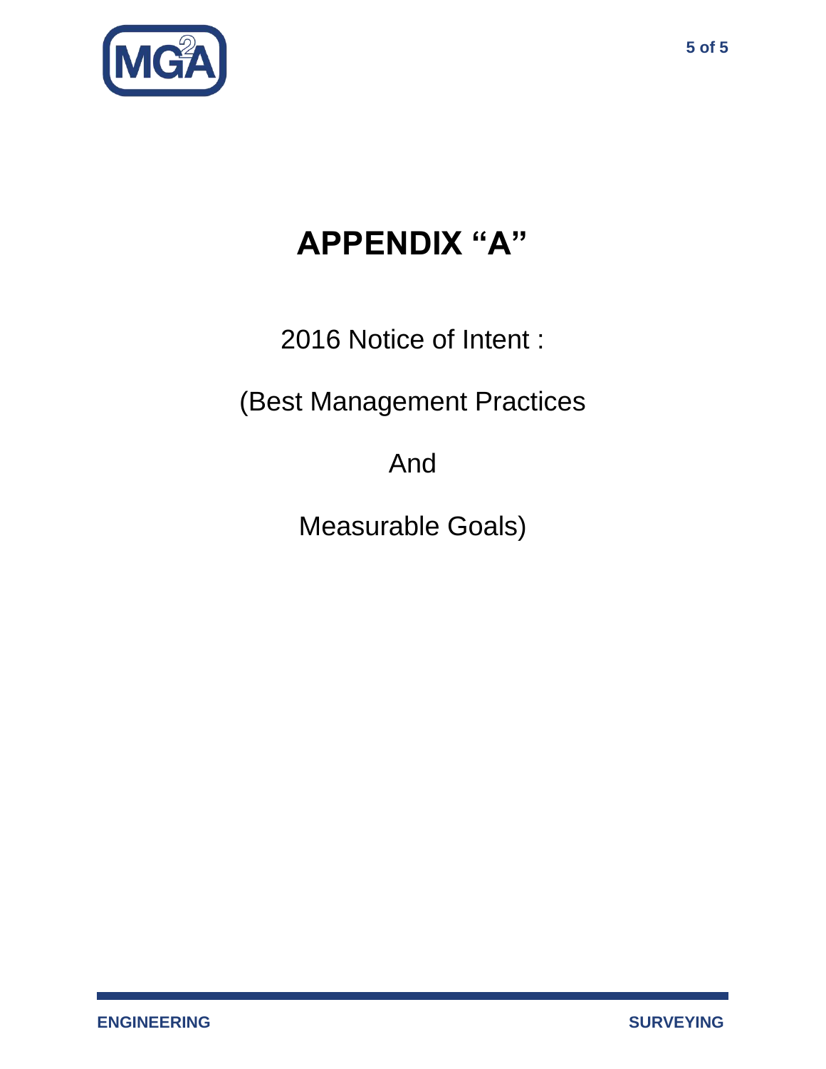# APPENDIX "A"

2016 Notice of Intent :

(Best Management Practices

And

Measurable Goals)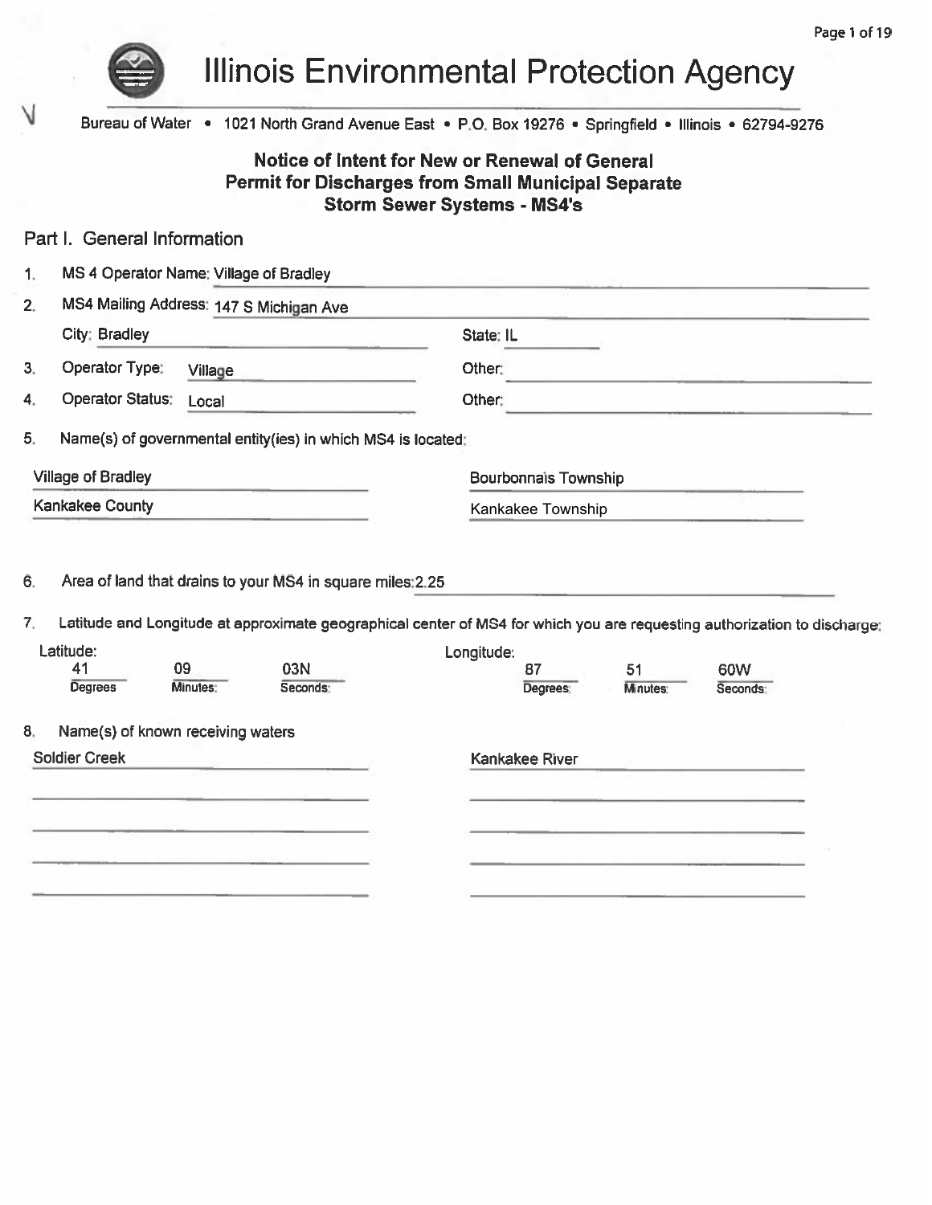# Illinois Environmental Protection Agency

Bureau of Water • 1021 North Grand Avenue East • P.O. Box 19276 • Springfield • Illinois • 62794-9276

## Notice of Intent for New or Renewal of General Permit for Discharges from Small Municipal Separate Storm Sewer Systems - MS4's

### Part I. General Information

1. MS 4 Operator Name: Village of Bradley
2. MS4 Mailing Address: 147 S Michigan Ave
   City: Bradley State: IL
3. Operator Type: Village Other:
4. Operator Status: Local Other:
5. Name(s) of governmental entity(ies) in which MS4 is located:

| | |
|---|---|
| Village of Bradley | Bourbonnais Township |
| Kankakee County | Kankakee Township |

6. Area of land that drains to your MS4 in square miles: 2.25
7. Latitude and Longitude at approximate geographical center of MS4 for which you are requesting authorization to discharge:

| | Degrees | Minutes | Seconds |
|---|---|---|---|
| Latitude | 41 | 09 | 03N |
| Longitude | 87 | 51 | 60W |

8. Name(s) of known receiving waters

| | |
|---|---|
| Soldier Creek | Kankakee River |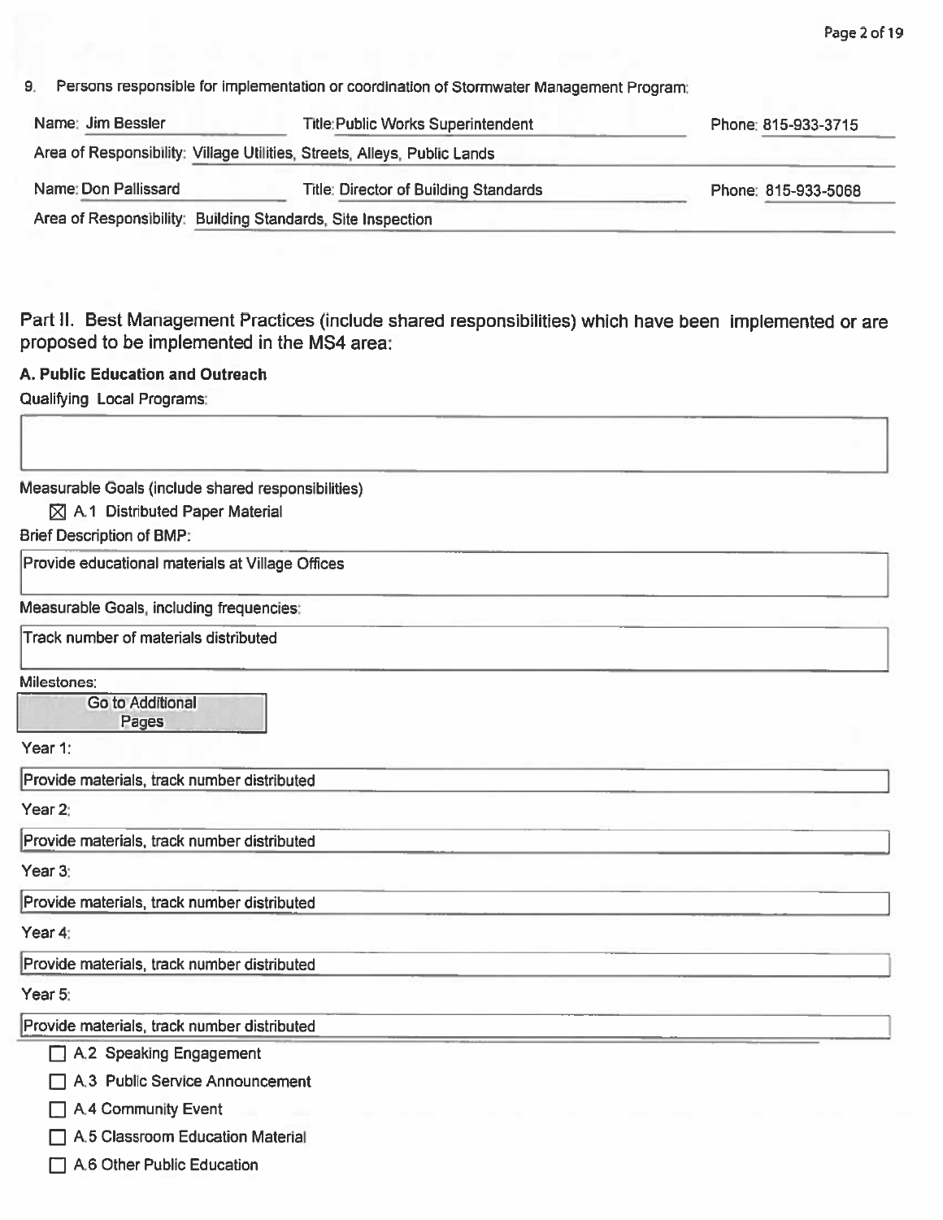9. Persons responsible for implementation or coordination of Stormwater Management Program:

Name: Jim Bessler | Title: Public Works Superintendent | Phone: 815-933-3715

Area of Responsibility: Village Utilities, Streets, Alleys, Public Lands

Name: Don Pallissard | Title: Director of Building Standards | Phone: 815-933-5068

Area of Responsibility: Building Standards, Site Inspection

## Part II. Best Management Practices (include shared responsibilities) which have been implemented or are proposed to be implemented in the MS4 area:

### A. Public Education and Outreach

Qualifying Local Programs:

Measurable Goals (include shared responsibilities)

☒ A.1 Distributed Paper Material

Brief Description of BMP:

Provide educational materials at Village Offices

Measurable Goals, including frequencies:

Track number of materials distributed

Milestones:

Go to Additional Pages

Year 1:

Provide materials, track number distributed

Year 2:

Provide materials, track number distributed

Year 3:

Provide materials, track number distributed

Year 4:

Provide materials, track number distributed

Year 5:

Provide materials, track number distributed

☐ A.2 Speaking Engagement

☐ A.3 Public Service Announcement

☐ A.4 Community Event

☐ A.5 Classroom Education Material

☐ A.6 Other Public Education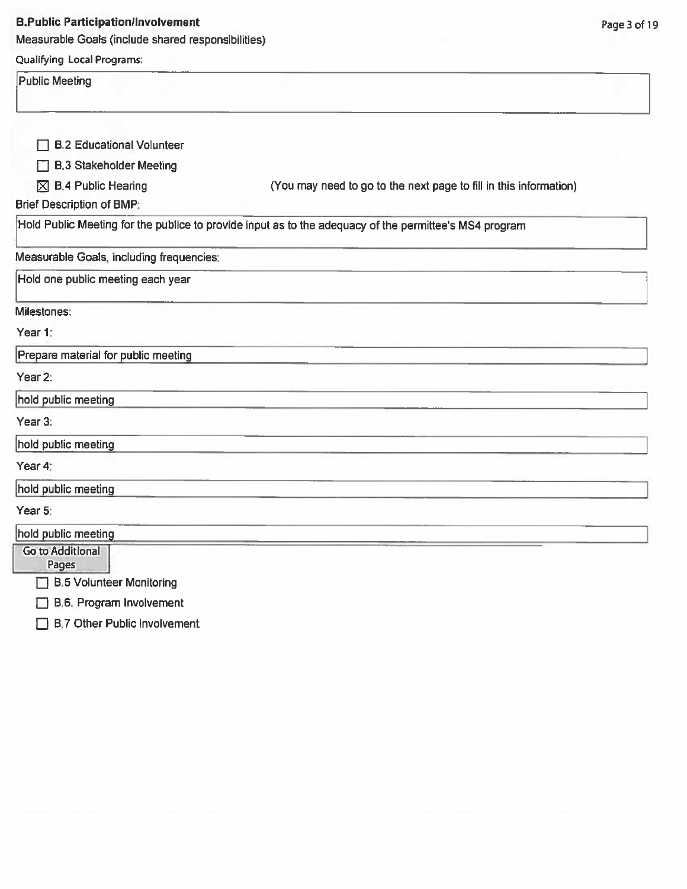**B.Public Participation/Involvement**

Measurable Goals (include shared responsibilities)

Qualifying Local Programs:

Public Meeting

- [ ] B.2 Educational Volunteer
- [ ] B.3 Stakeholder Meeting
- [x] B.4 Public Hearing (You may need to go to the next page to fill in this information)

Brief Description of BMP:

Hold Public Meeting for the publice to provide input as to the adequacy of the permittee's MS4 program

Measurable Goals, including frequencies:

Hold one public meeting each year

Milestones:

Year 1:

Prepare material for public meeting

Year 2:

hold public meeting

Year 3:

hold public meeting

Year 4:

hold public meeting

Year 5:

hold public meeting

Go to Additional Pages

- [ ] B.5 Volunteer Monitoring
- [ ] B.6. Program Involvement
- [ ] B.7 Other Public Involvement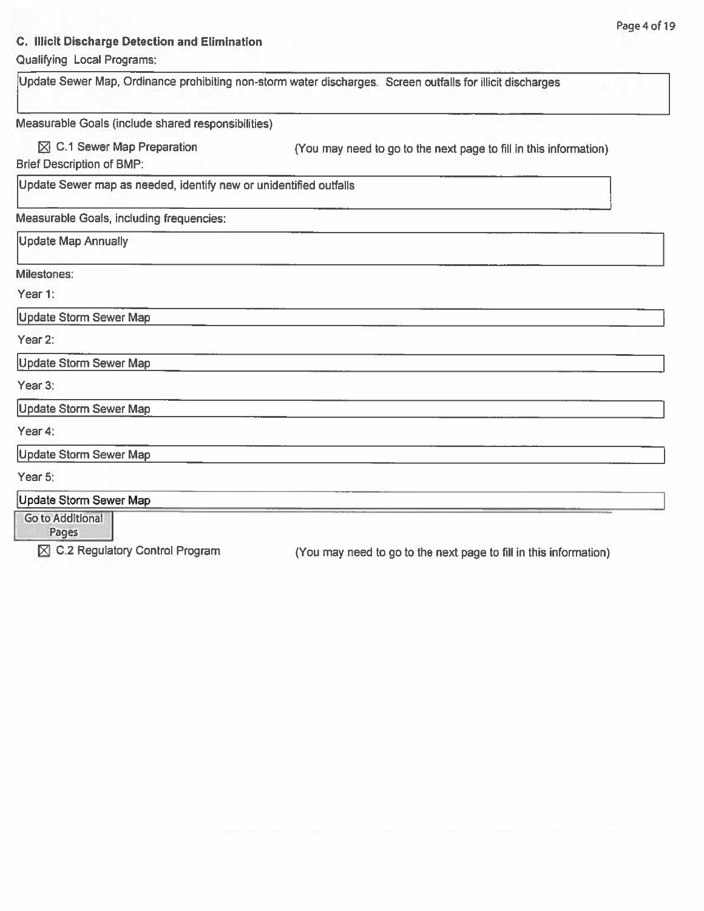## C. Illicit Discharge Detection and Elimination

Qualifying Local Programs:

Update Sewer Map, Ordinance prohibiting non-storm water discharges. Screen outfalls for illicit discharges

Measurable Goals (include shared responsibilities)

☒ C.1 Sewer Map Preparation (You may need to go to the next page to fill in this information)

Brief Description of BMP:

Update Sewer map as needed, identify new or unidentified outfalls

Measurable Goals, including frequencies:

Update Map Annually

Milestones:

Year 1:

Update Storm Sewer Map

Year 2:

Update Storm Sewer Map

Year 3:

Update Storm Sewer Map

Year 4:

Update Storm Sewer Map

Year 5:

Update Storm Sewer Map

Go to Additional Pages

☒ C.2 Regulatory Control Program (You may need to go to the next page to fill in this information)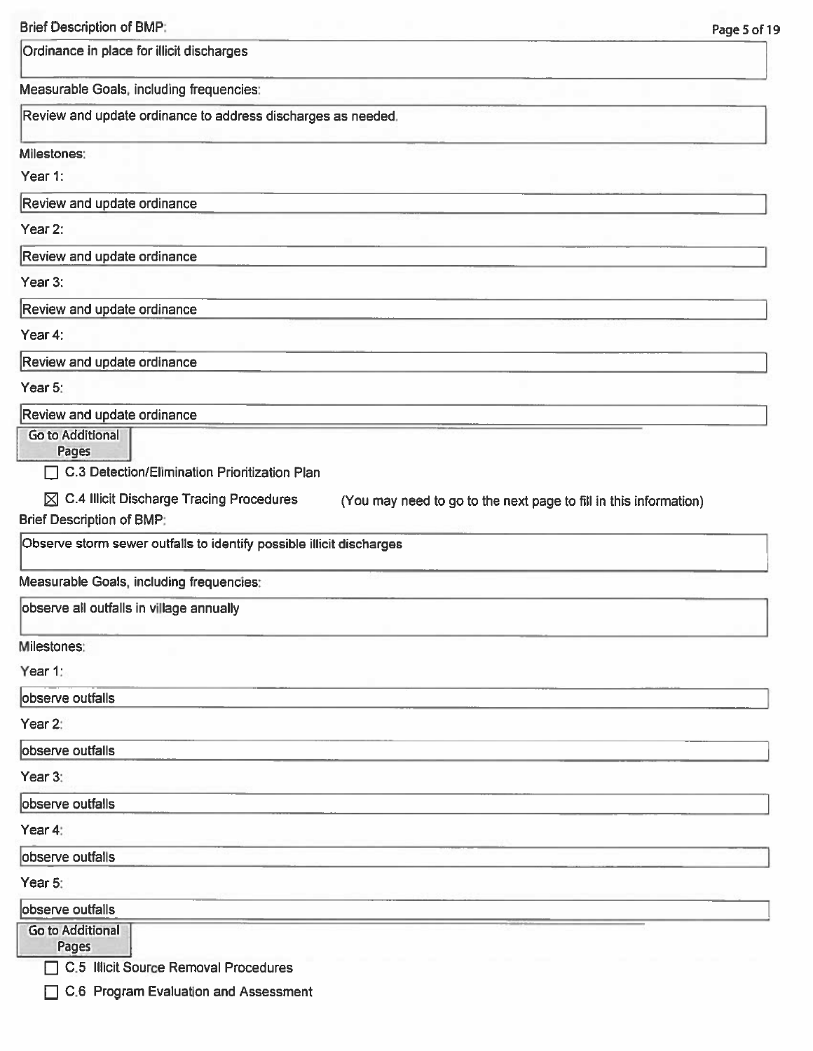Brief Description of BMP:

Ordinance in place for illicit discharges

Measurable Goals, including frequencies:

Review and update ordinance to address discharges as needed.

Milestones:

Year 1:

Review and update ordinance

Year 2:

Review and update ordinance

Year 3:

Review and update ordinance

Year 4:

Review and update ordinance

Year 5:

Review and update ordinance

Go to Additional Pages

☐ C.3 Detection/Elimination Prioritization Plan

☒ C.4 Illicit Discharge Tracing Procedures (You may need to go to the next page to fill in this information)

Brief Description of BMP:

Observe storm sewer outfalls to identify possible illicit discharges

Measurable Goals, including frequencies:

observe all outfalls in village annually

Milestones:

Year 1:

observe outfalls

Year 2:

observe outfalls

Year 3:

observe outfalls

Year 4:

observe outfalls

Year 5:

observe outfalls

Go to Additional Pages

☐ C.5 Illicit Source Removal Procedures

☐ C.6 Program Evaluation and Assessment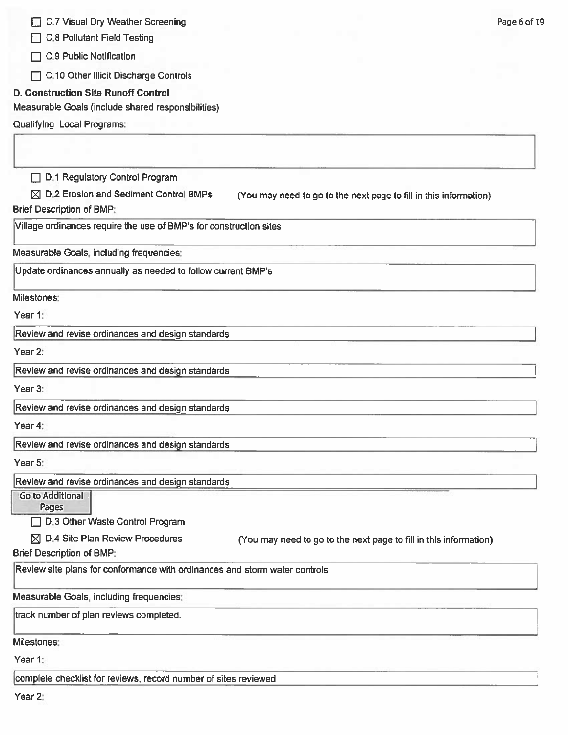- [ ] C.7 Visual Dry Weather Screening
- [ ] C.8 Pollutant Field Testing
- [ ] C.9 Public Notification
- [ ] C.10 Other Illicit Discharge Controls

**D. Construction Site Runoff Control**

Measurable Goals (include shared responsibilities)

Qualifying Local Programs:

- [ ] D.1 Regulatory Control Program
- [x] D.2 Erosion and Sediment Control BMPs (You may need to go to the next page to fill in this information)

Brief Description of BMP:

Village ordinances require the use of BMP's for construction sites

Measurable Goals, including frequencies:

Update ordinances annually as needed to follow current BMP's

Milestones:

Year 1:

Review and revise ordinances and design standards

Year 2:

Review and revise ordinances and design standards

Year 3:

Review and revise ordinances and design standards

Year 4:

Review and revise ordinances and design standards

Year 5:

Review and revise ordinances and design standards

Go to Additional Pages

- [ ] D.3 Other Waste Control Program
- [x] D.4 Site Plan Review Procedures (You may need to go to the next page to fill in this information)

Brief Description of BMP:

Review site plans for conformance with ordinances and storm water controls

Measurable Goals, including frequencies:

track number of plan reviews completed.

Milestones:

Year 1:

complete checklist for reviews, record number of sites reviewed

Year 2: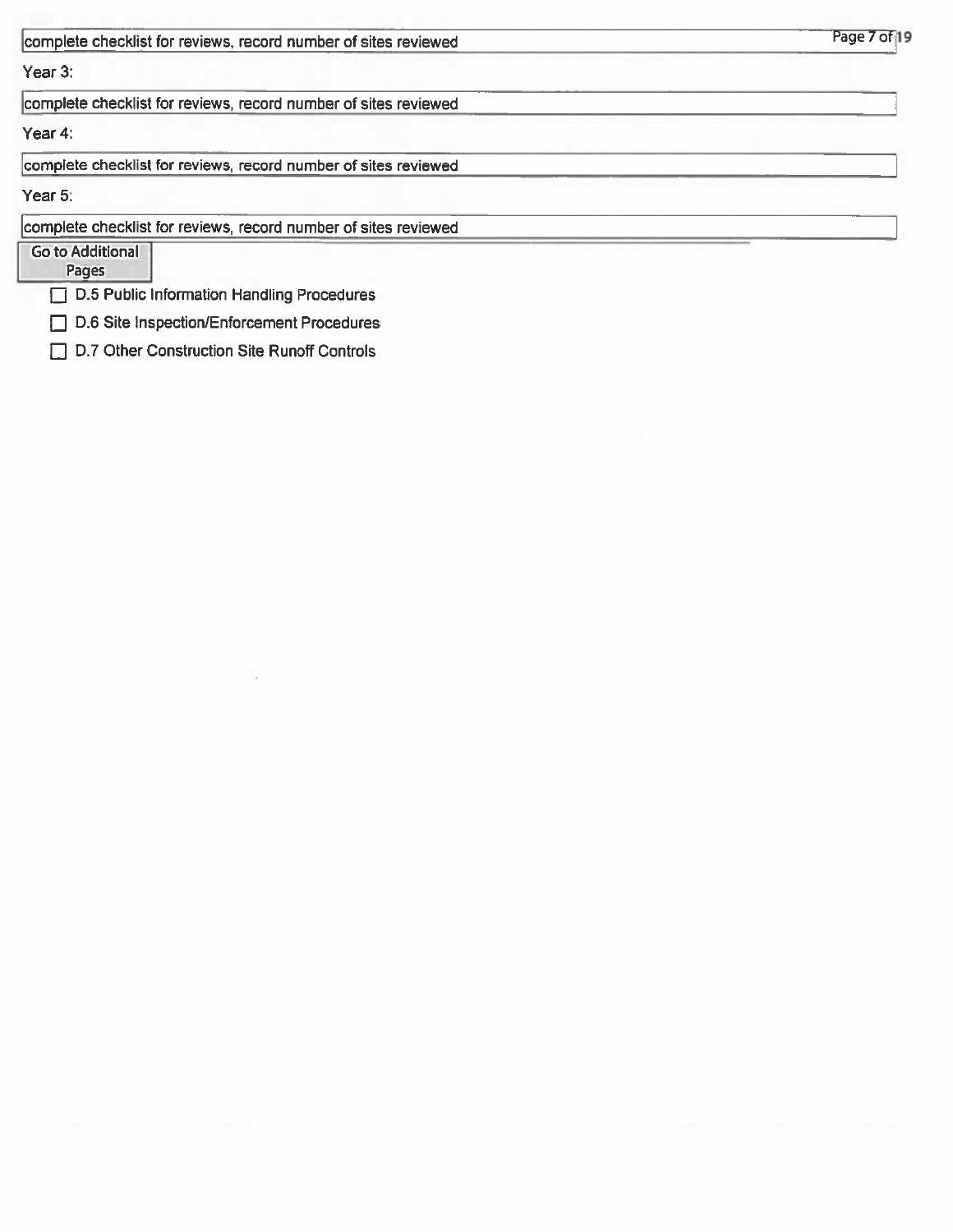complete checklist for reviews, record number of sites reviewed

Year 3:

complete checklist for reviews, record number of sites reviewed

Year 4:

complete checklist for reviews, record number of sites reviewed

Year 5:

complete checklist for reviews, record number of sites reviewed

Go to Additional Pages

- [ ] D.5 Public Information Handling Procedures
- [ ] D.6 Site Inspection/Enforcement Procedures
- [ ] D.7 Other Construction Site Runoff Controls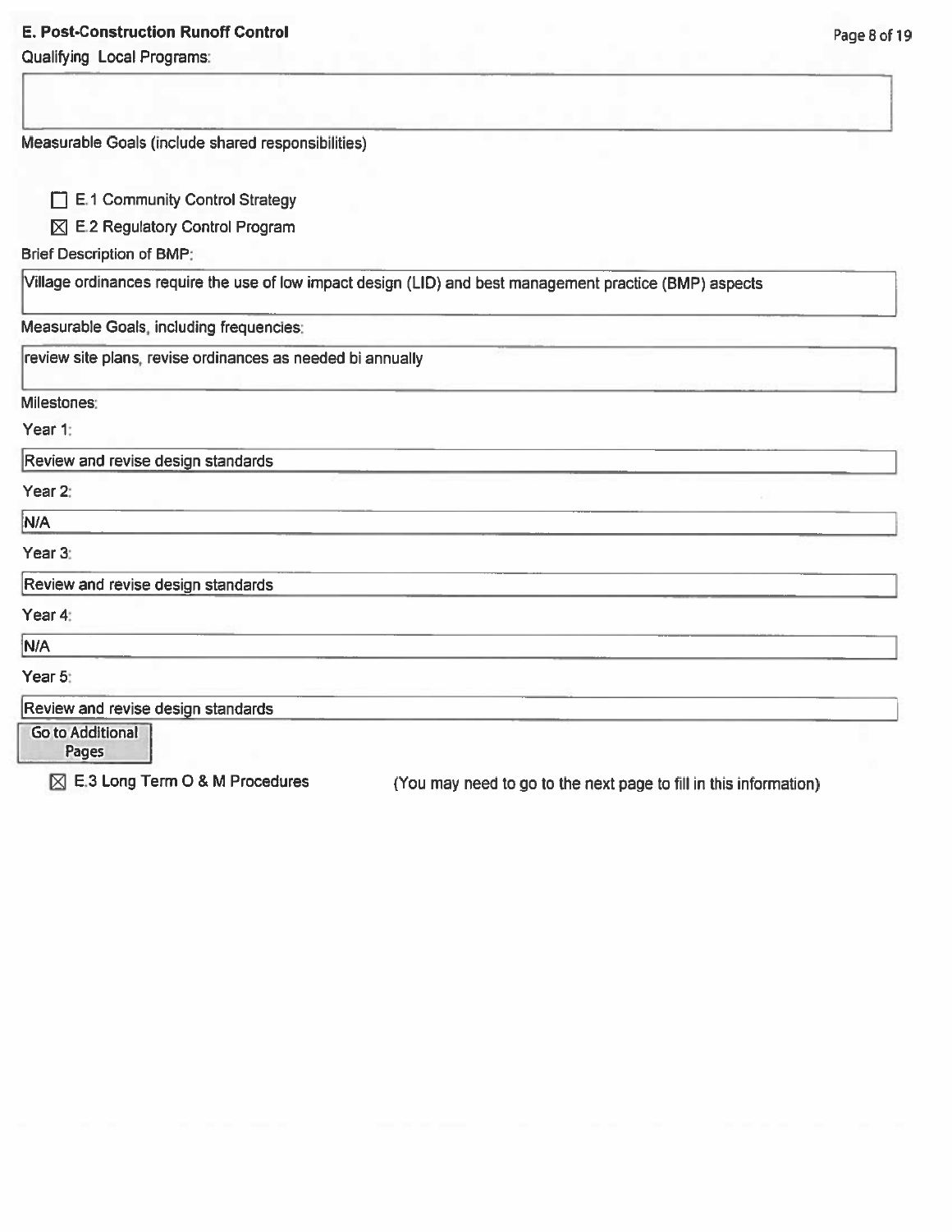**E. Post-Construction Runoff Control**

Qualifying Local Programs:

Measurable Goals (include shared responsibilities)

☐ E.1 Community Control Strategy

☒ E.2 Regulatory Control Program

Brief Description of BMP:

Village ordinances require the use of low impact design (LID) and best management practice (BMP) aspects

Measurable Goals, including frequencies:

review site plans, revise ordinances as needed bi annually

Milestones:

Year 1:

Review and revise design standards

Year 2:

N/A

Year 3:

Review and revise design standards

Year 4:

N/A

Year 5:

Review and revise design standards

Go to Additional Pages

☒ E.3 Long Term O & M Procedures (You may need to go to the next page to fill in this information)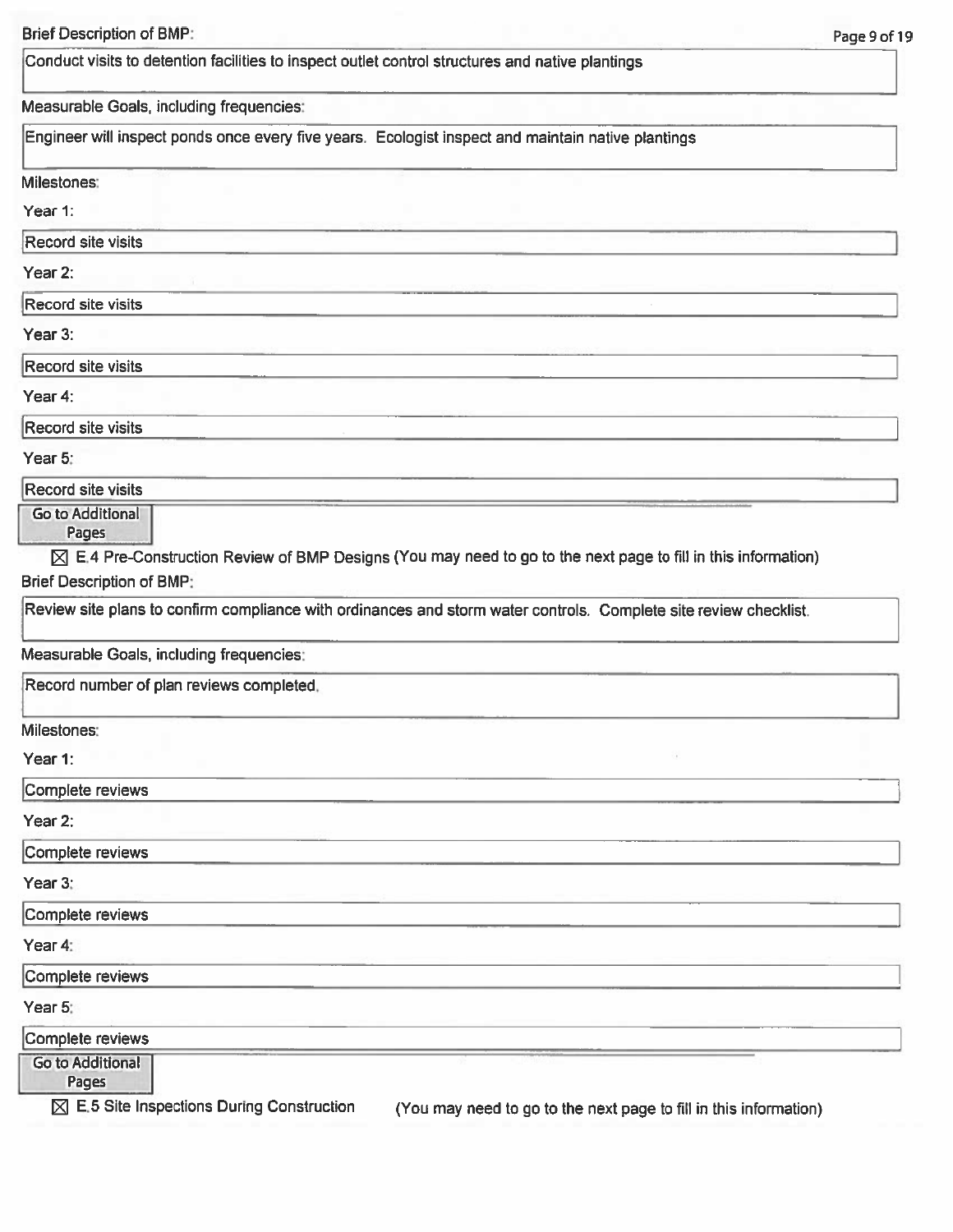Brief Description of BMP:

Conduct visits to detention facilities to inspect outlet control structures and native plantings

Measurable Goals, including frequencies:

Engineer will inspect ponds once every five years. Ecologist inspect and maintain native plantings

Milestones:

Year 1:

Record site visits

Year 2:

Record site visits

Year 3:

Record site visits

Year 4:

Record site visits

Year 5:

Record site visits

Go to Additional Pages

☒ E.4 Pre-Construction Review of BMP Designs (You may need to go to the next page to fill in this information)

Brief Description of BMP:

Review site plans to confirm compliance with ordinances and storm water controls. Complete site review checklist.

Measurable Goals, including frequencies:

Record number of plan reviews completed.

Milestones:

Year 1:

Complete reviews

Year 2:

Complete reviews

Year 3:

Complete reviews

Year 4:

Complete reviews

Year 5:

Complete reviews

Go to Additional Pages

☒ E.5 Site Inspections During Construction (You may need to go to the next page to fill in this information)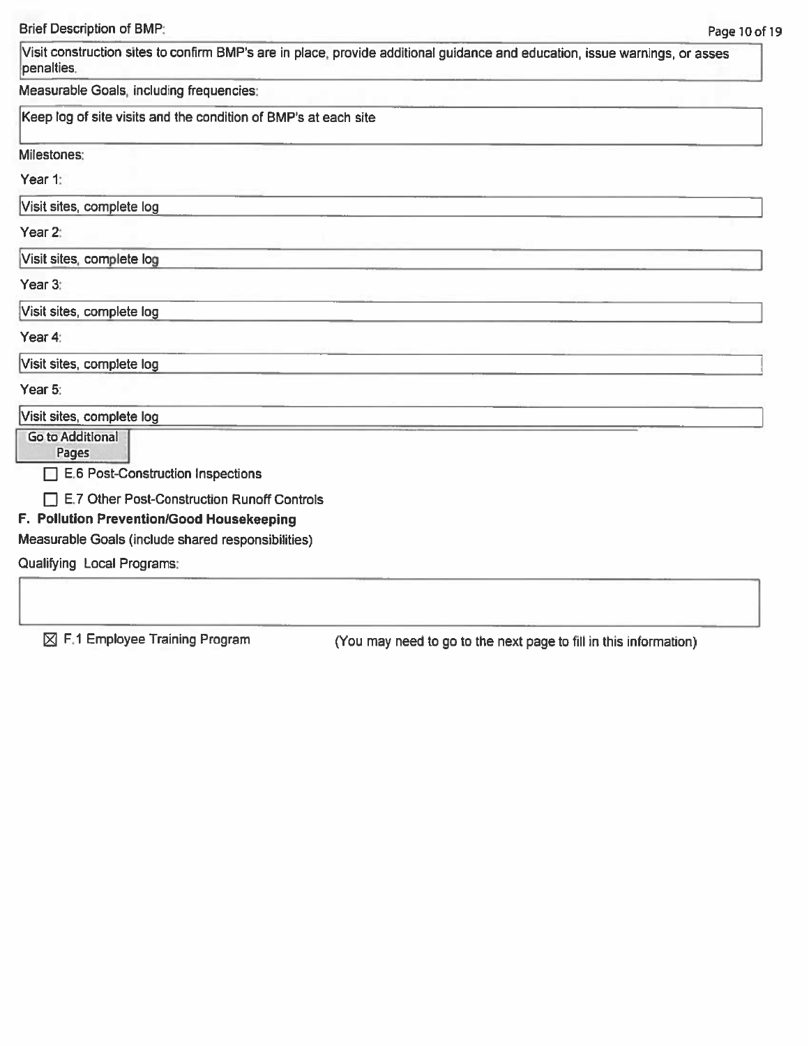Brief Description of BMP:

Visit construction sites to confirm BMP's are in place, provide additional guidance and education, issue warnings, or asses penalties.

Measurable Goals, including frequencies:

Keep log of site visits and the condition of BMP's at each site

Milestones:

Year 1:

Visit sites, complete log

Year 2:

Visit sites, complete log

Year 3:

Visit sites, complete log

Year 4:

Visit sites, complete log

Year 5:

Visit sites, complete log

Go to Additional Pages

☐ E.6 Post-Construction Inspections

☐ E.7 Other Post-Construction Runoff Controls

**F. Pollution Prevention/Good Housekeeping**

Measurable Goals (include shared responsibilities)

Qualifying Local Programs:

☒ F.1 Employee Training Program (You may need to go to the next page to fill in this information)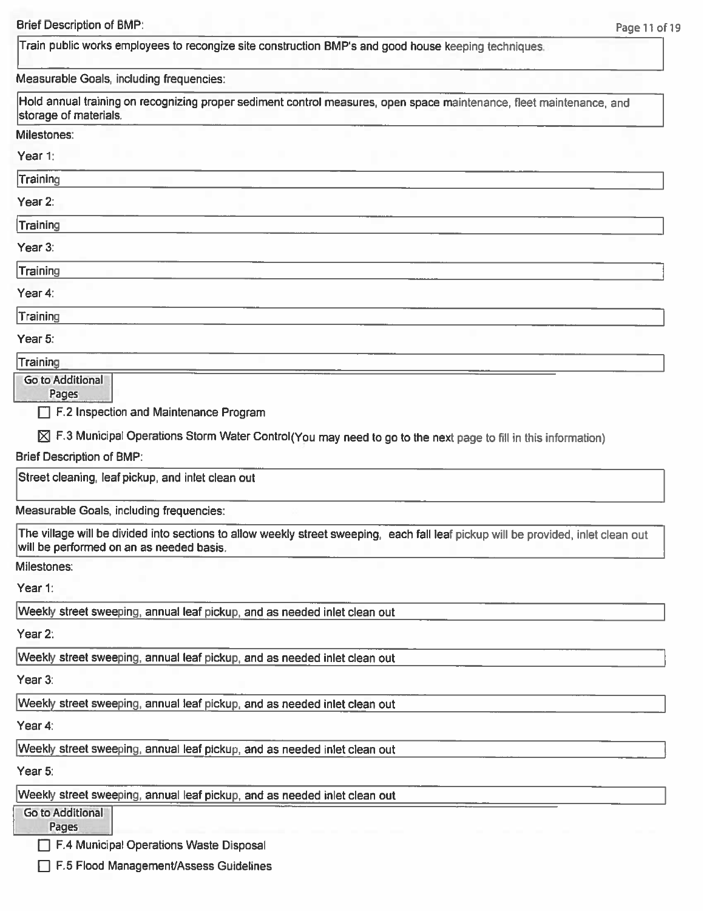Brief Description of BMP:

Train public works employees to recongize site construction BMP's and good house keeping techniques.

Measurable Goals, including frequencies:

Hold annual training on recognizing proper sediment control measures, open space maintenance, fleet maintenance, and storage of materials.

Milestones:

Year 1:

Training

Year 2:

Training

Year 3:

Training

Year 4:

Training

Year 5:

Training

Go to Additional Pages

☐ F.2 Inspection and Maintenance Program

☒ F.3 Municipal Operations Storm Water Control(You may need to go to the next page to fill in this information)

Brief Description of BMP:

Street cleaning, leaf pickup, and inlet clean out

Measurable Goals, including frequencies:

The village will be divided into sections to allow weekly street sweeping, each fall leaf pickup will be provided, inlet clean out will be performed on an as needed basis.

Milestones:

Year 1:

Weekly street sweeping, annual leaf pickup, and as needed inlet clean out

Year 2:

Weekly street sweeping, annual leaf pickup, and as needed inlet clean out

Year 3:

Weekly street sweeping, annual leaf pickup, and as needed inlet clean out

Year 4:

Weekly street sweeping, annual leaf pickup, and as needed inlet clean out

Year 5:

Weekly street sweeping, annual leaf pickup, and as needed inlet clean out

Go to Additional Pages

☐ F.4 Municipal Operations Waste Disposal

☐ F.5 Flood Management/Assess Guidelines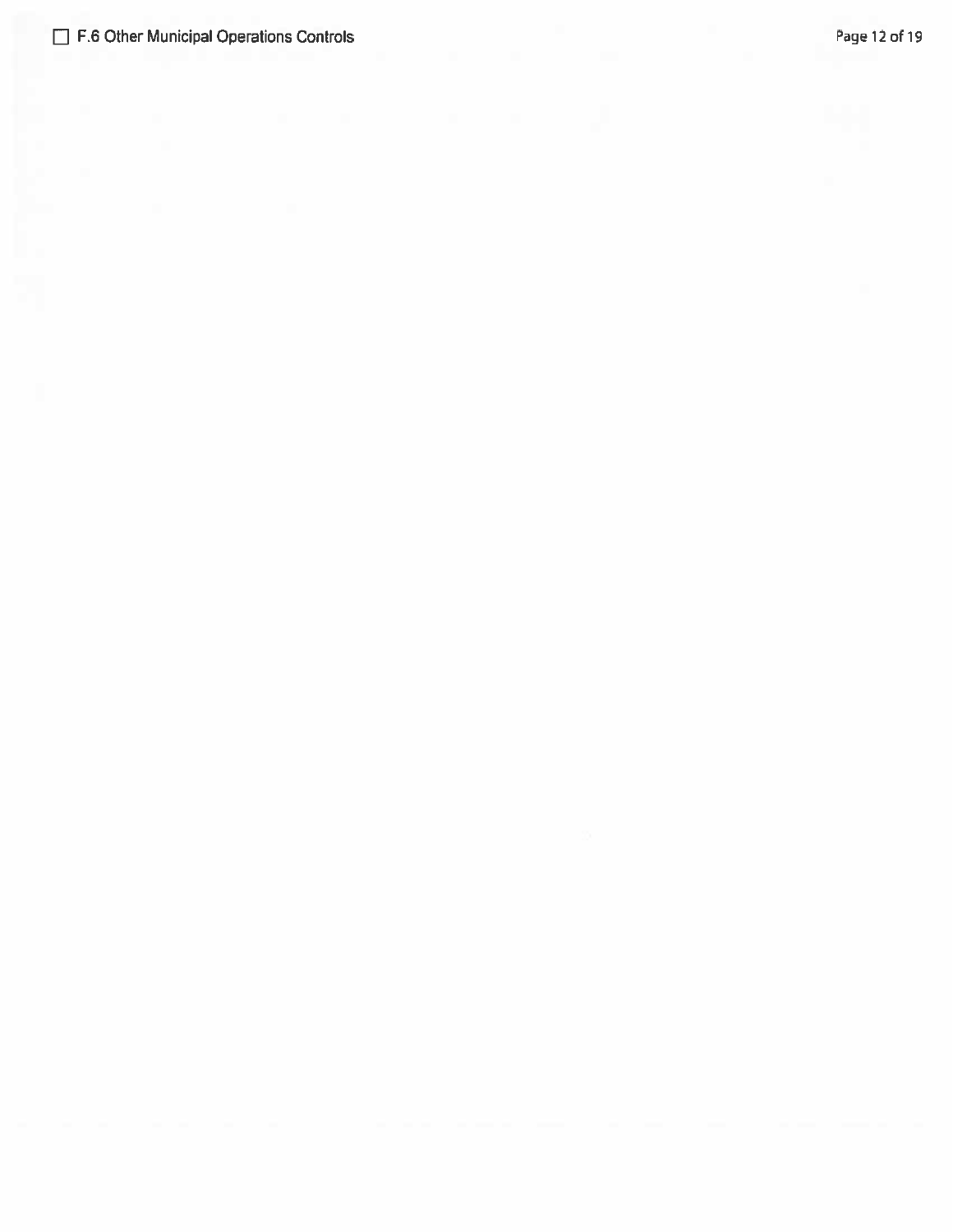☐ F.6 Other Municipal Operations Controls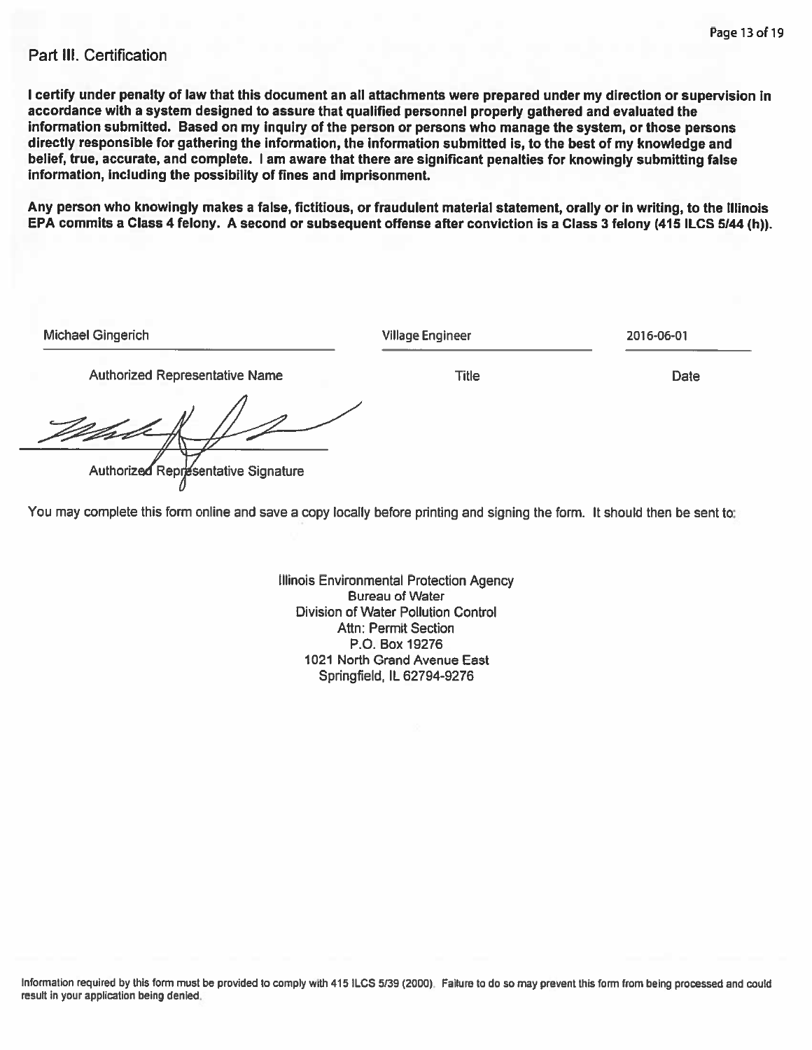## Part III. Certification

**I certify under penalty of law that this document an all attachments were prepared under my direction or supervision in accordance with a system designed to assure that qualified personnel properly gathered and evaluated the information submitted. Based on my inquiry of the person or persons who manage the system, or those persons directly responsible for gathering the information, the information submitted is, to the best of my knowledge and belief, true, accurate, and complete. I am aware that there are significant penalties for knowingly submitting false information, including the possibility of fines and imprisonment.**

**Any person who knowingly makes a false, fictitious, or fraudulent material statement, orally or in writing, to the Illinois EPA commits a Class 4 felony. A second or subsequent offense after conviction is a Class 3 felony (415 ILCS 5/44 (h)).**

| Michael Gingerich | Village Engineer | 2016-06-01 |
|---|---|---|
| Authorized Representative Name | Title | Date |

Authorized Representative Signature

You may complete this form online and save a copy locally before printing and signing the form. It should then be sent to:

Illinois Environmental Protection Agency
Bureau of Water
Division of Water Pollution Control
Attn: Permit Section
P.O. Box 19276
1021 North Grand Avenue East
Springfield, IL 62794-9276

Information required by this form must be provided to comply with 415 ILCS 5/39 (2000). Failure to do so may prevent this form from being processed and could result in your application being denied.